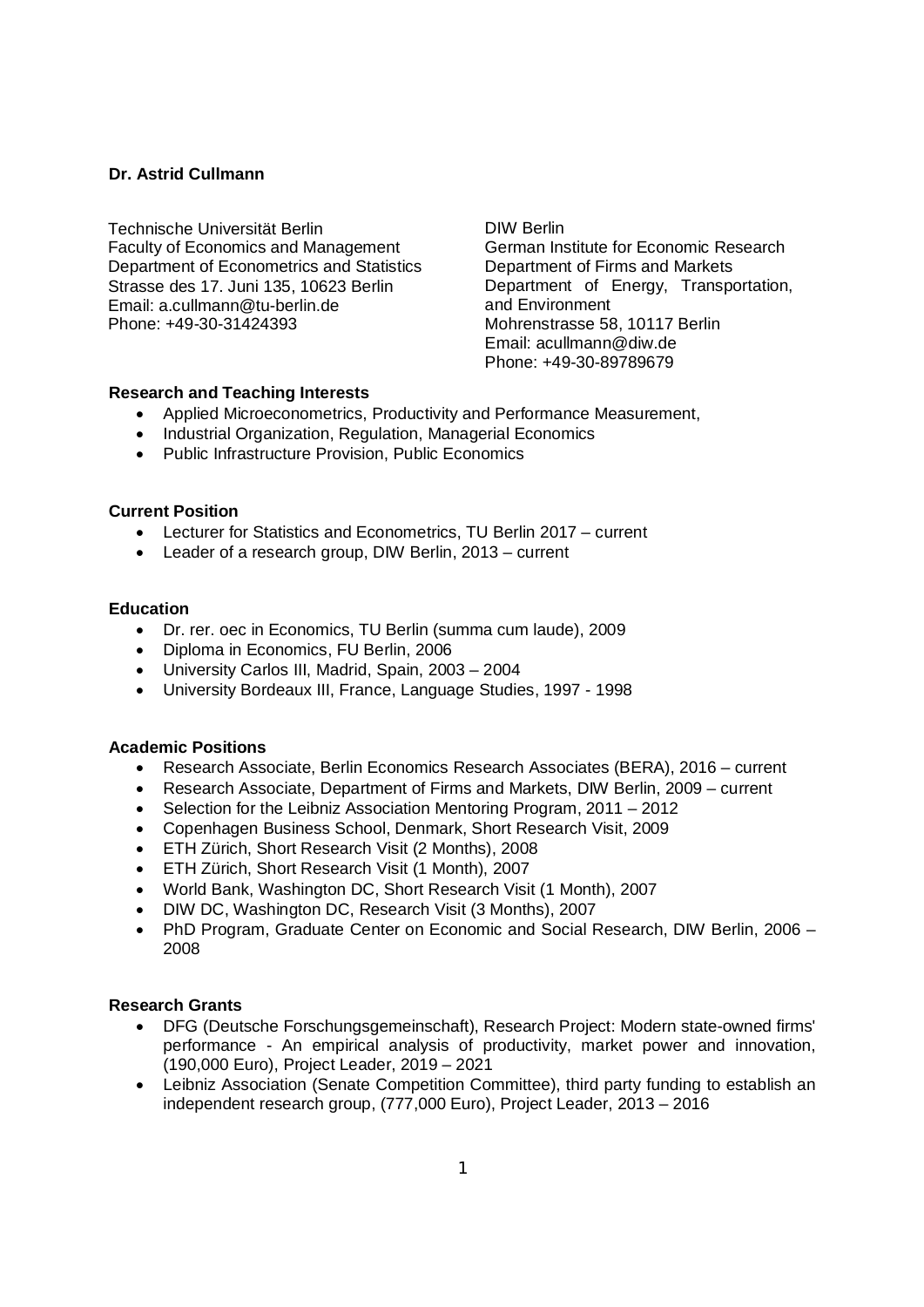**Dr. Astrid Cullmann**

Technische Universität Berlin
Faculty of Economics and Management
Department of Econometrics and Statistics
Strasse des 17. Juni 135, 10623 Berlin
Email: a.cullmann@tu-berlin.de
Phone: +49-30-31424393

DIW Berlin
German Institute for Economic Research
Department of Firms and Markets
Department of Energy, Transportation, and Environment
Mohrenstrasse 58, 10117 Berlin
Email: acullmann@diw.de
Phone: +49-30-89789679

**Research and Teaching Interests**

- Applied Microeconometrics, Productivity and Performance Measurement,
- Industrial Organization, Regulation, Managerial Economics
- Public Infrastructure Provision, Public Economics

**Current Position**

- Lecturer for Statistics and Econometrics, TU Berlin 2017 – current
- Leader of a research group, DIW Berlin, 2013 – current

**Education**

- Dr. rer. oec in Economics, TU Berlin (summa cum laude), 2009
- Diploma in Economics, FU Berlin, 2006
- University Carlos III, Madrid, Spain, 2003 – 2004
- University Bordeaux III, France, Language Studies, 1997 - 1998

**Academic Positions**

- Research Associate, Berlin Economics Research Associates (BERA), 2016 – current
- Research Associate, Department of Firms and Markets, DIW Berlin, 2009 – current
- Selection for the Leibniz Association Mentoring Program, 2011 – 2012
- Copenhagen Business School, Denmark, Short Research Visit, 2009
- ETH Zürich, Short Research Visit (2 Months), 2008
- ETH Zürich, Short Research Visit (1 Month), 2007
- World Bank, Washington DC, Short Research Visit (1 Month), 2007
- DIW DC, Washington DC, Research Visit (3 Months), 2007
- PhD Program, Graduate Center on Economic and Social Research, DIW Berlin, 2006 – 2008

**Research Grants**

- DFG (Deutsche Forschungsgemeinschaft), Research Project: Modern state-owned firms' performance - An empirical analysis of productivity, market power and innovation, (190,000 Euro), Project Leader, 2019 – 2021
- Leibniz Association (Senate Competition Committee), third party funding to establish an independent research group, (777,000 Euro), Project Leader, 2013 – 2016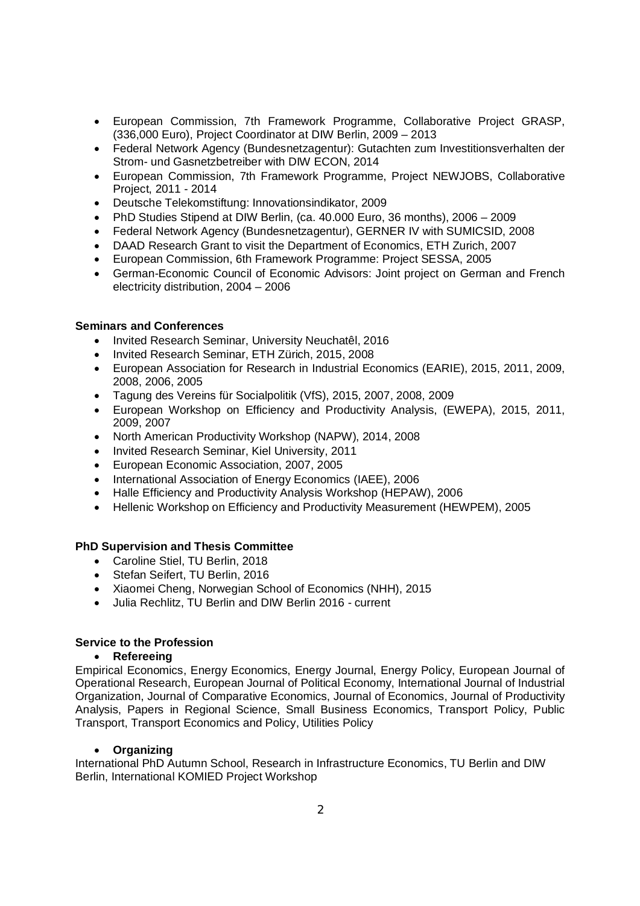- European Commission, 7th Framework Programme, Collaborative Project GRASP, (336,000 Euro), Project Coordinator at DIW Berlin, 2009 – 2013
- Federal Network Agency (Bundesnetzagentur): Gutachten zum Investitionsverhalten der Strom- und Gasnetzbetreiber with DIW ECON, 2014
- European Commission, 7th Framework Programme, Project NEWJOBS, Collaborative Project, 2011 - 2014
- Deutsche Telekomstiftung: Innovationsindikator, 2009
- PhD Studies Stipend at DIW Berlin, (ca. 40.000 Euro, 36 months), 2006 – 2009
- Federal Network Agency (Bundesnetzagentur), GERNER IV with SUMICSID, 2008
- DAAD Research Grant to visit the Department of Economics, ETH Zurich, 2007
- European Commission, 6th Framework Programme: Project SESSA, 2005
- German-Economic Council of Economic Advisors: Joint project on German and French electricity distribution, 2004 – 2006

**Seminars and Conferences**

- Invited Research Seminar, University Neuchatêl, 2016
- Invited Research Seminar, ETH Zürich, 2015, 2008
- European Association for Research in Industrial Economics (EARIE), 2015, 2011, 2009, 2008, 2006, 2005
- Tagung des Vereins für Socialpolitik (VfS), 2015, 2007, 2008, 2009
- European Workshop on Efficiency and Productivity Analysis, (EWEPA), 2015, 2011, 2009, 2007
- North American Productivity Workshop (NAPW), 2014, 2008
- Invited Research Seminar, Kiel University, 2011
- European Economic Association, 2007, 2005
- International Association of Energy Economics (IAEE), 2006
- Halle Efficiency and Productivity Analysis Workshop (HEPAW), 2006
- Hellenic Workshop on Efficiency and Productivity Measurement (HEWPEM), 2005

**PhD Supervision and Thesis Committee**

- Caroline Stiel, TU Berlin, 2018
- Stefan Seifert, TU Berlin, 2016
- Xiaomei Cheng, Norwegian School of Economics (NHH), 2015
- Julia Rechlitz, TU Berlin and DIW Berlin 2016 - current

**Service to the Profession**

- **Refereeing**

Empirical Economics, Energy Economics, Energy Journal, Energy Policy, European Journal of Operational Research, European Journal of Political Economy, International Journal of Industrial Organization, Journal of Comparative Economics, Journal of Economics, Journal of Productivity Analysis, Papers in Regional Science, Small Business Economics, Transport Policy, Public Transport, Transport Economics and Policy, Utilities Policy

- **Organizing**

International PhD Autumn School, Research in Infrastructure Economics, TU Berlin and DIW Berlin, International KOMIED Project Workshop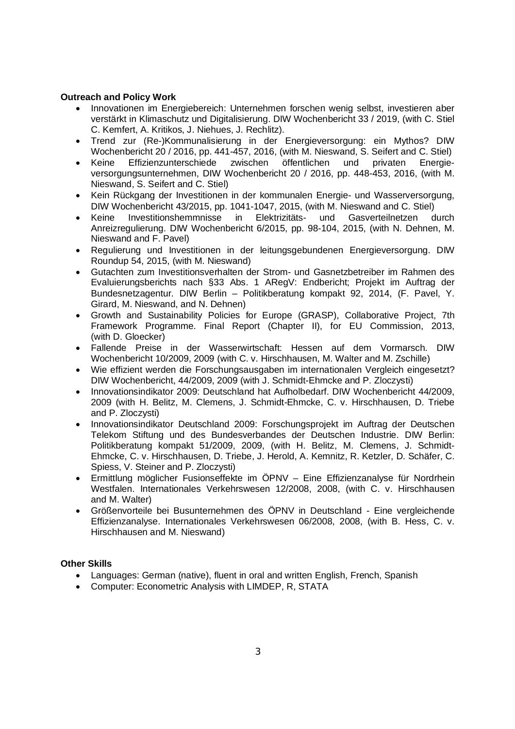**Outreach and Policy Work**

- Innovationen im Energiebereich: Unternehmen forschen wenig selbst, investieren aber verstärkt in Klimaschutz und Digitalisierung. DIW Wochenbericht 33 / 2019, (with C. Stiel C. Kemfert, A. Kritikos, J. Niehues, J. Rechlitz).
- Trend zur (Re-)Kommunalisierung in der Energieversorgung: ein Mythos? DIW Wochenbericht 20 / 2016, pp. 441-457, 2016, (with M. Nieswand, S. Seifert and C. Stiel)
- Keine Effizienzunterschiede zwischen öffentlichen und privaten Energieversorgungsunternehmen, DIW Wochenbericht 20 / 2016, pp. 448-453, 2016, (with M. Nieswand, S. Seifert and C. Stiel)
- Kein Rückgang der Investitionen in der kommunalen Energie- und Wasserversorgung, DIW Wochenbericht 43/2015, pp. 1041-1047, 2015, (with M. Nieswand and C. Stiel)
- Keine Investitionshemmnisse in Elektrizitäts- und Gasverteilnetzen durch Anreizregulierung. DIW Wochenbericht 6/2015, pp. 98-104, 2015, (with N. Dehnen, M. Nieswand and F. Pavel)
- Regulierung und Investitionen in der leitungsgebundenen Energieversorgung. DIW Roundup 54, 2015, (with M. Nieswand)
- Gutachten zum Investitionsverhalten der Strom- und Gasnetzbetreiber im Rahmen des Evaluierungsberichts nach §33 Abs. 1 ARegV: Endbericht; Projekt im Auftrag der Bundesnetzagentur. DIW Berlin – Politikberatung kompakt 92, 2014, (F. Pavel, Y. Girard, M. Nieswand, and N. Dehnen)
- Growth and Sustainability Policies for Europe (GRASP), Collaborative Project, 7th Framework Programme. Final Report (Chapter II), for EU Commission, 2013, (with D. Gloecker)
- Fallende Preise in der Wasserwirtschaft: Hessen auf dem Vormarsch. DIW Wochenbericht 10/2009, 2009 (with C. v. Hirschhausen, M. Walter and M. Zschille)
- Wie effizient werden die Forschungsausgaben im internationalen Vergleich eingesetzt? DIW Wochenbericht, 44/2009, 2009 (with J. Schmidt-Ehmcke and P. Zloczysti)
- Innovationsindikator 2009: Deutschland hat Aufholbedarf. DIW Wochenbericht 44/2009, 2009 (with H. Belitz, M. Clemens, J. Schmidt-Ehmcke, C. v. Hirschhausen, D. Triebe and P. Zloczysti)
- Innovationsindikator Deutschland 2009: Forschungsprojekt im Auftrag der Deutschen Telekom Stiftung und des Bundesverbandes der Deutschen Industrie. DIW Berlin: Politikberatung kompakt 51/2009, 2009, (with H. Belitz, M. Clemens, J. Schmidt-Ehmcke, C. v. Hirschhausen, D. Triebe, J. Herold, A. Kemnitz, R. Ketzler, D. Schäfer, C. Spiess, V. Steiner and P. Zloczysti)
- Ermittlung möglicher Fusionseffekte im ÖPNV – Eine Effizienzanalyse für Nordrhein Westfalen. Internationales Verkehrswesen 12/2008, 2008, (with C. v. Hirschhausen and M. Walter)
- Größenvorteile bei Busunternehmen des ÖPNV in Deutschland - Eine vergleichende Effizienzanalyse. Internationales Verkehrswesen 06/2008, 2008, (with B. Hess, C. v. Hirschhausen and M. Nieswand)

**Other Skills**

- Languages: German (native), fluent in oral and written English, French, Spanish
- Computer: Econometric Analysis with LIMDEP, R, STATA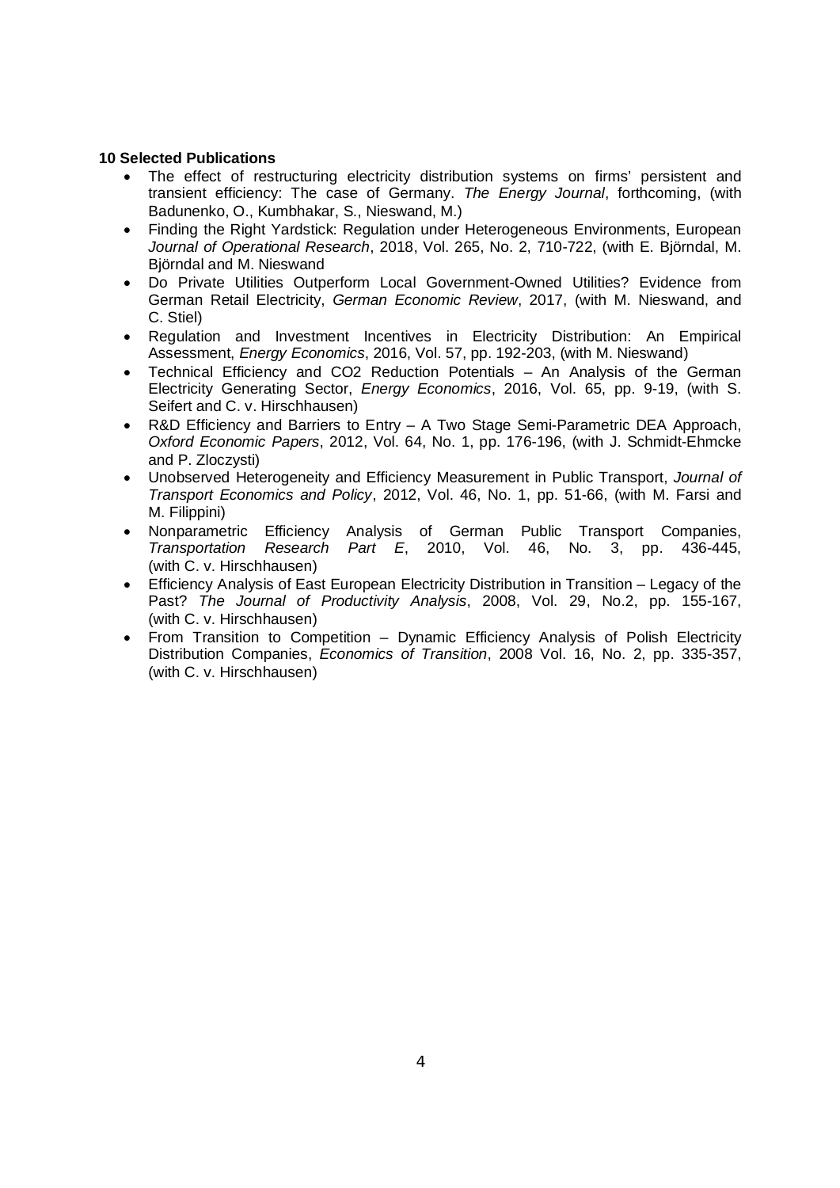**10 Selected Publications**

- The effect of restructuring electricity distribution systems on firms' persistent and transient efficiency: The case of Germany. *The Energy Journal*, forthcoming, (with Badunenko, O., Kumbhakar, S., Nieswand, M.)
- Finding the Right Yardstick: Regulation under Heterogeneous Environments, European *Journal of Operational Research*, 2018, Vol. 265, No. 2, 710-722, (with E. Björndal, M. Björndal and M. Nieswand
- Do Private Utilities Outperform Local Government-Owned Utilities? Evidence from German Retail Electricity, *German Economic Review*, 2017, (with M. Nieswand, and C. Stiel)
- Regulation and Investment Incentives in Electricity Distribution: An Empirical Assessment, *Energy Economics*, 2016, Vol. 57, pp. 192-203, (with M. Nieswand)
- Technical Efficiency and CO2 Reduction Potentials – An Analysis of the German Electricity Generating Sector, *Energy Economics*, 2016, Vol. 65, pp. 9-19, (with S. Seifert and C. v. Hirschhausen)
- R&D Efficiency and Barriers to Entry – A Two Stage Semi-Parametric DEA Approach, *Oxford Economic Papers*, 2012, Vol. 64, No. 1, pp. 176-196, (with J. Schmidt-Ehmcke and P. Zloczysti)
- Unobserved Heterogeneity and Efficiency Measurement in Public Transport, *Journal of Transport Economics and Policy*, 2012, Vol. 46, No. 1, pp. 51-66, (with M. Farsi and M. Filippini)
- Nonparametric Efficiency Analysis of German Public Transport Companies, *Transportation Research Part E*, 2010, Vol. 46, No. 3, pp. 436-445, (with C. v. Hirschhausen)
- Efficiency Analysis of East European Electricity Distribution in Transition – Legacy of the Past? *The Journal of Productivity Analysis*, 2008, Vol. 29, No.2, pp. 155-167, (with C. v. Hirschhausen)
- From Transition to Competition – Dynamic Efficiency Analysis of Polish Electricity Distribution Companies, *Economics of Transition*, 2008 Vol. 16, No. 2, pp. 335-357, (with C. v. Hirschhausen)